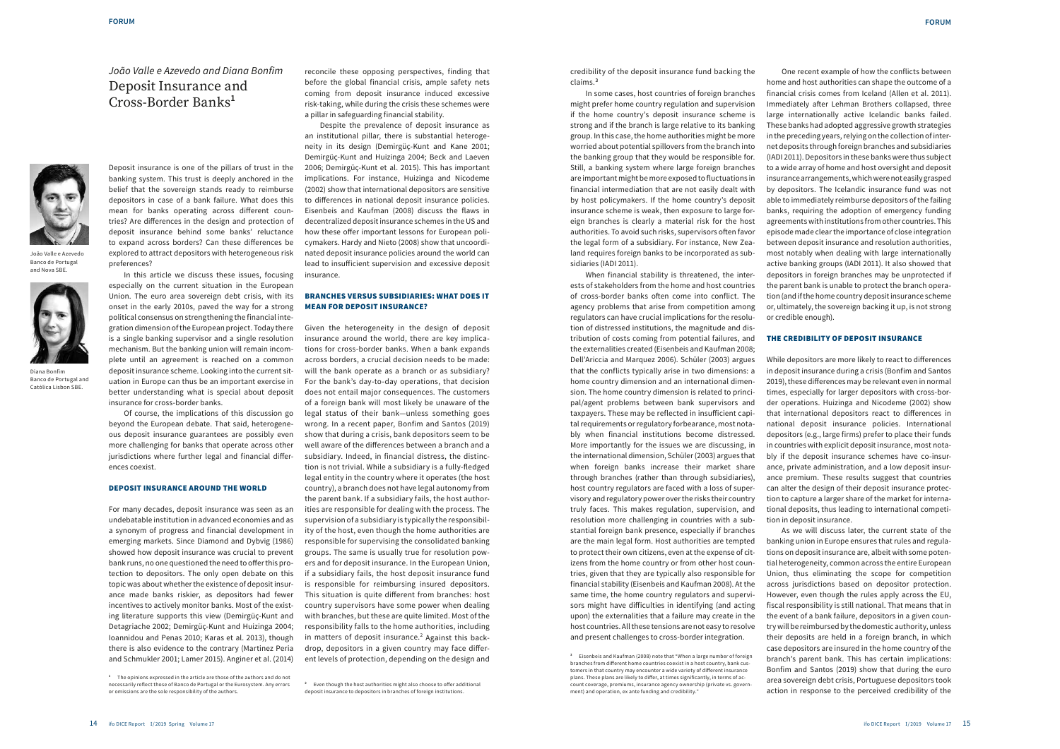*João Valle e Azevedo and Diana Bonfim*

# Deposit Insurance and Cross-Border Banks[1]

João Valle e Azevedo
Banco de Portugal and Nova SBE.

Diana Bonfim
Banco de Portugal and Católica Lisbon SBE.

Deposit insurance is one of the pillars of trust in the banking system. This trust is deeply anchored in the belief that the sovereign stands ready to reimburse depositors in case of a bank failure. What does this mean for banks operating across different countries? Are differences in the design and protection of deposit insurance behind some banks' reluctance to expand across borders? Can these differences be explored to attract depositors with heterogeneous risk preferences?

In this article we discuss these issues, focusing especially on the current situation in the European Union. The euro area sovereign debt crisis, with its onset in the early 2010s, paved the way for a strong political consensus on strengthening the financial integration dimension of the European project. Today there is a single banking supervisor and a single resolution mechanism. But the banking union will remain incomplete until an agreement is reached on a common deposit insurance scheme. Looking into the current situation in Europe can thus be an important exercise in better understanding what is special about deposit insurance for cross-border banks.

Of course, the implications of this discussion go beyond the European debate. That said, heterogeneous deposit insurance guarantees are possibly even more challenging for banks that operate across other jurisdictions where further legal and financial differences coexist.

## DEPOSIT INSURANCE AROUND THE WORLD

For many decades, deposit insurance was seen as an undebatable institution in advanced economies and as a synonym of progress and financial development in emerging markets. Since Diamond and Dybvig (1986) showed how deposit insurance was crucial to prevent bank runs, no one questioned the need to offer this protection to depositors. The only open debate on this topic was about whether the existence of deposit insurance made banks riskier, as depositors had fewer incentives to actively monitor banks. Most of the existing literature supports this view (Demirgüç-Kunt and Detagriache 2002; Demirgüç-Kunt and Huizinga 2004; Ioannidou and Penas 2010; Karas et al. 2013), though there is also evidence to the contrary (Martinez Peria and Schmukler 2001; Lamer 2015). Anginer et al. (2014) reconcile these opposing perspectives, finding that before the global financial crisis, ample safety nets coming from deposit insurance induced excessive risk-taking, while during the crisis these schemes were a pillar in safeguarding financial stability.

Despite the prevalence of deposit insurance as an institutional pillar, there is substantial heterogeneity in its design (Demirgüç-Kunt and Kane 2001; Demirgüç-Kunt and Huizinga 2004; Beck and Laeven 2006; Demirgüç-Kunt et al. 2015). This has important implications. For instance, Huizinga and Nicodeme (2002) show that international depositors are sensitive to differences in national deposit insurance policies. Eisenbeis and Kaufman (2008) discuss the flaws in decentralized deposit insurance schemes in the US and how these offer important lessons for European policymakers. Hardy and Nieto (2008) show that uncoordinated deposit insurance policies around the world can lead to insufficient supervision and excessive deposit insurance.

## BRANCHES VERSUS SUBSIDIARIES: WHAT DOES IT MEAN FOR DEPOSIT INSURANCE?

Given the heterogeneity in the design of deposit insurance around the world, there are key implications for cross-border banks. When a bank expands across borders, a crucial decision needs to be made: will the bank operate as a branch or as subsidiary? For the bank's day-to-day operations, that decision does not entail major consequences. The customers of a foreign bank will most likely be unaware of the legal status of their bank—unless something goes wrong. In a recent paper, Bonfim and Santos (2019) show that during a crisis, bank depositors seem to be well aware of the differences between a branch and a subsidiary. Indeed, in financial distress, the distinction is not trivial. While a subsidiary is a fully-fledged legal entity in the country where it operates (the host country), a branch does not have legal autonomy from the parent bank. If a subsidiary fails, the host authorities are responsible for dealing with the process. The supervision of a subsidiary is typically the responsibility of the host, even though the home authorities are responsible for supervising the consolidated banking groups. The same is usually true for resolution powers and for deposit insurance. In the European Union, if a subsidiary fails, the host deposit insurance fund is responsible for reimbursing insured depositors. This situation is quite different from branches: host country supervisors have some power when dealing with branches, but these are quite limited. Most of the responsibility falls to the home authorities, including in matters of deposit insurance.[2] Against this backdrop, depositors in a given country may face different levels of protection, depending on the design and credibility of the deposit insurance fund backing the claims.[3]

In some cases, host countries of foreign branches might prefer home country regulation and supervision if the home country's deposit insurance scheme is strong and if the branch is large relative to its banking group. In this case, the home authorities might be more worried about potential spillovers from the branch into the banking group that they would be responsible for. Still, a banking system where large foreign branches are important might be more exposed to fluctuations in financial intermediation that are not easily dealt with by host policymakers. If the home country's deposit insurance scheme is weak, then exposure to large foreign branches is clearly a material risk for the host authorities. To avoid such risks, supervisors often favor the legal form of a subsidiary. For instance, New Zealand requires foreign banks to be incorporated as subsidiaries (IADI 2011).

When financial stability is threatened, the interests of stakeholders from the home and host countries of cross-border banks often come into conflict. The agency problems that arise from competition among regulators can have crucial implications for the resolution of distressed institutions, the magnitude and distribution of costs coming from potential failures, and the externalities created (Eisenbeis and Kaufman 2008; Dell'Ariccia and Marquez 2006). Schüler (2003) argues that the conflicts typically arise in two dimensions: a home country dimension and an international dimension. The home country dimension is related to principal/agent problems between bank supervisors and taxpayers. These may be reflected in insufficient capital requirements or regulatory forbearance, most notably when financial institutions become distressed. More importantly for the issues we are discussing, in the international dimension, Schüler (2003) argues that when foreign banks increase their market share through branches (rather than through subsidiaries), host country regulators are faced with a loss of supervisory and regulatory power over the risks their country truly faces. This makes regulation, supervision, and resolution more challenging in countries with a substantial foreign bank presence, especially if branches are the main legal form. Host authorities are tempted to protect their own citizens, even at the expense of citizens from the home country or from other host countries, given that they are typically also responsible for financial stability (Eisenbeis and Kaufman 2008). At the same time, the home country regulators and supervisors might have difficulties in identifying (and acting upon) the externalities that a failure may create in the host countries. All these tensions are not easy to resolve and present challenges to cross-border integration.

One recent example of how the conflicts between home and host authorities can shape the outcome of a financial crisis comes from Iceland (Allen et al. 2011). Immediately after Lehman Brothers collapsed, three large internationally active Icelandic banks failed. These banks had adopted aggressive growth strategies in the preceding years, relying on the collection of internet deposits through foreign branches and subsidiaries (IADI 2011). Depositors in these banks were thus subject to a wide array of home and host oversight and deposit insurance arrangements, which were not easily grasped by depositors. The Icelandic insurance fund was not able to immediately reimburse depositors of the failing banks, requiring the adoption of emergency funding agreements with institutions from other countries. This episode made clear the importance of close integration between deposit insurance and resolution authorities, most notably when dealing with large internationally active banking groups (IADI 2011). It also showed that depositors in foreign branches may be unprotected if the parent bank is unable to protect the branch operation (and if the home country deposit insurance scheme or, ultimately, the sovereign backing it up, is not strong or credible enough).

## THE CREDIBILITY OF DEPOSIT INSURANCE

While depositors are more likely to react to differences in deposit insurance during a crisis (Bonfim and Santos 2019), these differences may be relevant even in normal times, especially for larger depositors with cross-border operations. Huizinga and Nicodeme (2002) show that international depositors react to differences in national deposit insurance policies. International depositors (e.g., large firms) prefer to place their funds in countries with explicit deposit insurance, most notably if the deposit insurance schemes have co-insurance, private administration, and a low deposit insurance premium. These results suggest that countries can alter the design of their deposit insurance protection to capture a larger share of the market for international deposits, thus leading to international competition in deposit insurance.

As we will discuss later, the current state of the banking union in Europe ensures that rules and regulations on deposit insurance are, albeit with some potential heterogeneity, common across the entire European Union, thus eliminating the scope for competition across jurisdictions based on depositor protection. However, even though the rules apply across the EU, fiscal responsibility is still national. That means that in the event of a bank failure, depositors in a given country will be reimbursed by the domestic authority, unless their deposits are held in a foreign branch, in which case depositors are insured in the home country of the branch's parent bank. This has certain implications: Bonfim and Santos (2019) show that during the euro area sovereign debt crisis, Portuguese depositors took action in response to the perceived credibility of the

---

[1] The opinions expressed in the article are those of the authors and do not necessarily reflect those of Banco de Portugal or the Eurosystem. Any errors or omissions are the sole responsibility of the authors.

[2] Even though the host authorities might also choose to offer additional deposit insurance to depositors in branches of foreign institutions.

[3] Eisenbeis and Kaufman (2008) note that "When a large number of foreign branches from different home countries coexist in a host country, bank customers in that country may encounter a wide variety of different insurance plans. These plans are likely to differ, at times significantly, in terms of account coverage, premiums, insurance agency ownership (private vs. government) and operation, ex ante funding and credibility."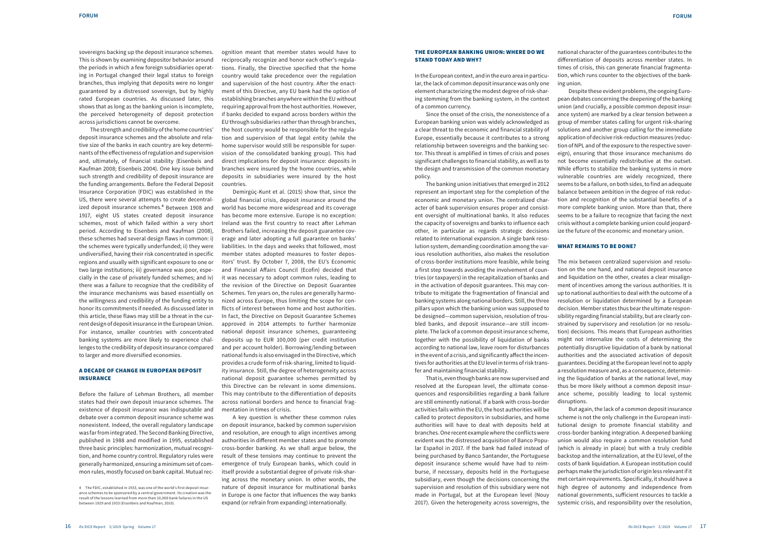sovereigns backing up the deposit insurance schemes. This is shown by examining depositor behavior around the periods in which a few foreign subsidiaries operating in Portugal changed their legal status to foreign branches, thus implying that deposits were no longer guaranteed by a distressed sovereign, but by highly rated European countries. As discussed later, this shows that as long as the banking union is incomplete, the perceived heterogeneity of deposit protection across jurisdictions cannot be overcome.

The strength and credibility of the home countries' deposit insurance schemes and the absolute and relative size of the banks in each country are key determinants of the effectiveness of regulation and supervision and, ultimately, of financial stability (Eisenbeis and Kaufman 2008; Eisenbeis 2004). One key issue behind such strength and credibility of deposit insurance are the funding arrangements. Before the Federal Deposit Insurance Corporation (FDIC) was established in the US, there were several attempts to create decentralized deposit insurance schemes.[4] Between 1908 and 1917, eight US states created deposit insurance schemes, most of which failed within a very short period. According to Eisenbeis and Kaufman (2008), these schemes had several design flaws in common: i) the schemes were typically underfunded; ii) they were undiversified, having their risk concentrated in specific regions and usually with significant exposure to one or two large institutions; iii) governance was poor, especially in the case of privately funded schemes; and iv) there was a failure to recognize that the credibility of the insurance mechanisms was based essentially on the willingness and credibility of the funding entity to honor its commitments if needed. As discussed later in this article, these flaws may still be a threat in the current design of deposit insurance in the European Union. For instance, smaller countries with concentrated banking systems are more likely to experience challenges to the credibility of deposit insurance compared to larger and more diversified economies.

## A DECADE OF CHANGE IN EUROPEAN DEPOSIT INSURANCE

Before the failure of Lehman Brothers, all member states had their own deposit insurance schemes. The existence of deposit insurance was indisputable and debate over a common deposit insurance scheme was nonexistent. Indeed, the overall regulatory landscape was far from integrated. The Second Banking Directive, published in 1988 and modified in 1995, established three basic principles: harmonization, mutual recognition, and home country control. Regulatory rules were generally harmonized, ensuring a minimum set of common rules, mostly focused on bank capital. Mutual recognition meant that member states would have to reciprocally recognize and honor each other's regulations. Finally, the Directive specified that the home country would take precedence over the regulation and supervision of the host country. After the enactment of this Directive, any EU bank had the option of establishing branches anywhere within the EU without requiring approval from the host authorities. However, if banks decided to expand across borders within the EU through subsidiaries rather than through branches, the host country would be responsible for the regulation and supervision of that legal entity (while the home supervisor would still be responsible for supervision of the consolidated banking group). This had direct implications for deposit insurance: deposits in branches were insured by the home countries, while deposits in subsidiaries were insured by the host countries.

Demirgüç-Kunt et al. (2015) show that, since the global financial crisis, deposit insurance around the world has become more widespread and its coverage has become more extensive. Europe is no exception: Ireland was the first country to react after Lehman Brothers failed, increasing the deposit guarantee coverage and later adopting a full guarantee on banks' liabilities. In the days and weeks that followed, most member states adopted measures to foster depositors' trust. By October 7, 2008, the EU's Economic and Financial Affairs Council (Ecofin) decided that it was necessary to adopt common rules, leading to the revision of the Directive on Deposit Guarantee Schemes. Ten years on, the rules are generally harmonized across Europe, thus limiting the scope for conflicts of interest between home and host authorities. In fact, the Directive on Deposit Guarantee Schemes approved in 2014 attempts to further harmonize national deposit insurance schemes, guaranteeing deposits up to EUR 100,000 (per credit institution and per account holder). Borrowing/lending between national funds is also envisaged in the Directive, which provides a crude form of risk-sharing, limited to liquidity insurance. Still, the degree of heterogeneity across national deposit guarantee schemes permitted by this Directive can be relevant in some dimensions. This may contribute to the differentiation of deposits across national borders and hence to financial fragmentation in times of crisis.

A key question is whether these common rules on deposit insurance, backed by common supervision and resolution, are enough to align incentives among authorities in different member states and to promote cross-border banking. As we shall argue below, the result of these tensions may continue to prevent the emergence of truly European banks, which could in itself provide a substantial degree of private risk-sharing across the monetary union. In other words, the nature of deposit insurance for multinational banks in Europe is one factor that influences the way banks expand (or refrain from expanding) internationally.

[4] The FDIC, established in 1933, was one of the world's first deposit insurance schemes to be sponsored by a central government. Its creation was the result of the lessons learned from more than 10,000 bank failures in the US between 1929 and 1933 (Eisenbeis and Kaufman, 2010).

## THE EUROPEAN BANKING UNION: WHERE DO WE STAND TODAY AND WHY?

In the European context, and in the euro area in particular, the lack of common deposit insurance was only one element characterizing the modest degree of risk-sharing stemming from the banking system, in the context of a common currency.

Since the onset of the crisis, the nonexistence of a European banking union was widely acknowledged as a clear threat to the economic and financial stability of Europe, essentially because it contributes to a strong relationship between sovereigns and the banking sector. This threat is amplified in times of crisis and poses significant challenges to financial stability, as well as to the design and transmission of the common monetary policy.

The banking union initiatives that emerged in 2012 represent an important step for the completion of the economic and monetary union. The centralized character of bank supervision ensures proper and consistent oversight of multinational banks. It also reduces the capacity of sovereigns and banks to influence each other, in particular as regards strategic decisions related to international expansion. A single bank resolution system, demanding coordination among the various resolution authorities, also makes the resolution of cross-border institutions more feasible, while being a first step towards avoiding the involvement of countries (or taxpayers) in the recapitalization of banks and in the activation of deposit guarantees. This may contribute to mitigate the fragmentation of financial and banking systems along national borders. Still, the three pillars upon which the banking union was supposed to be designed—common supervision, resolution of troubled banks, and deposit insurance—are still incomplete. The lack of a common deposit insurance scheme, together with the possibility of liquidation of banks according to national law, leave room for disturbances in the event of a crisis, and significantly affect the incentives for authorities at the EU level in terms of risk transfer and maintaining financial stability.

That is, even though banks are now supervised and resolved at the European level, the ultimate consequences and responsibilities regarding a bank failure are still eminently national. If a bank with cross-border activities fails within the EU, the host authorities will be called to protect depositors in subsidiaries, and home authorities will have to deal with deposits held at branches. One recent example where the conflicts were evident was the distressed acquisition of Banco Popular Español in 2017. If the bank had failed instead of being purchased by Banco Santander, the Portuguese deposit insurance scheme would have had to reimburse, if necessary, deposits held in the Portuguese subsidiary, even though the decisions concerning the supervision and resolution of this subsidiary were not made in Portugal, but at the European level (Nouy 2017). Given the heterogeneity across sovereigns, the national character of the guarantees contributes to the differentiation of deposits across member states. In times of crisis, this can generate financial fragmentation, which runs counter to the objectives of the banking union.

Despite these evident problems, the ongoing European debates concerning the deepening of the banking union (and crucially, a possible common deposit insurance system) are marked by a clear tension between a group of member states calling for urgent risk-sharing solutions and another group calling for the immediate application of decisive risk-reduction measures (reduction of NPL and of the exposure to the respective sovereign), ensuring that those insurance mechanisms do not become essentially redistributive at the outset. While efforts to stabilize the banking systems in more vulnerable countries are widely recognized, there seems to be a failure, on both sides, to find an adequate balance between ambition in the degree of risk reduction and recognition of the substantial benefits of a more complete banking union. More than that, there seems to be a failure to recognize that facing the next crisis without a complete banking union could jeopardize the future of the economic and monetary union.

## WHAT REMAINS TO BE DONE?

The mix between centralized supervision and resolution on the one hand, and national deposit insurance and liquidation on the other, creates a clear misalignment of incentives among the various authorities. It is up to national authorities to deal with the outcome of a resolution or liquidation determined by a European decision. Member states thus bear the ultimate responsibility regarding financial stability, but are clearly constrained by supervisory and resolution (or no resolution) decisions. This means that European authorities might not internalize the costs of determining the potentially disruptive liquidation of a bank by national authorities and the associated activation of deposit guarantees. Deciding at the European level not to apply a resolution measure and, as a consequence, determining the liquidation of banks at the national level, may thus be more likely without a common deposit insurance scheme, possibly leading to local systemic disruptions.

But again, the lack of a common deposit insurance scheme is not the only challenge in the European institutional design to promote financial stability and cross-border banking integration. A deepened banking union would also require a common resolution fund (which is already in place) but with a truly credible backstop and the internalization, at the EU level, of the costs of bank liquidation. A European institution could perhaps make the jurisdiction of origin less relevant if it met certain requirements. Specifically, it should have a high degree of autonomy and independence from national governments, sufficient resources to tackle a systemic crisis, and responsibility over the resolution,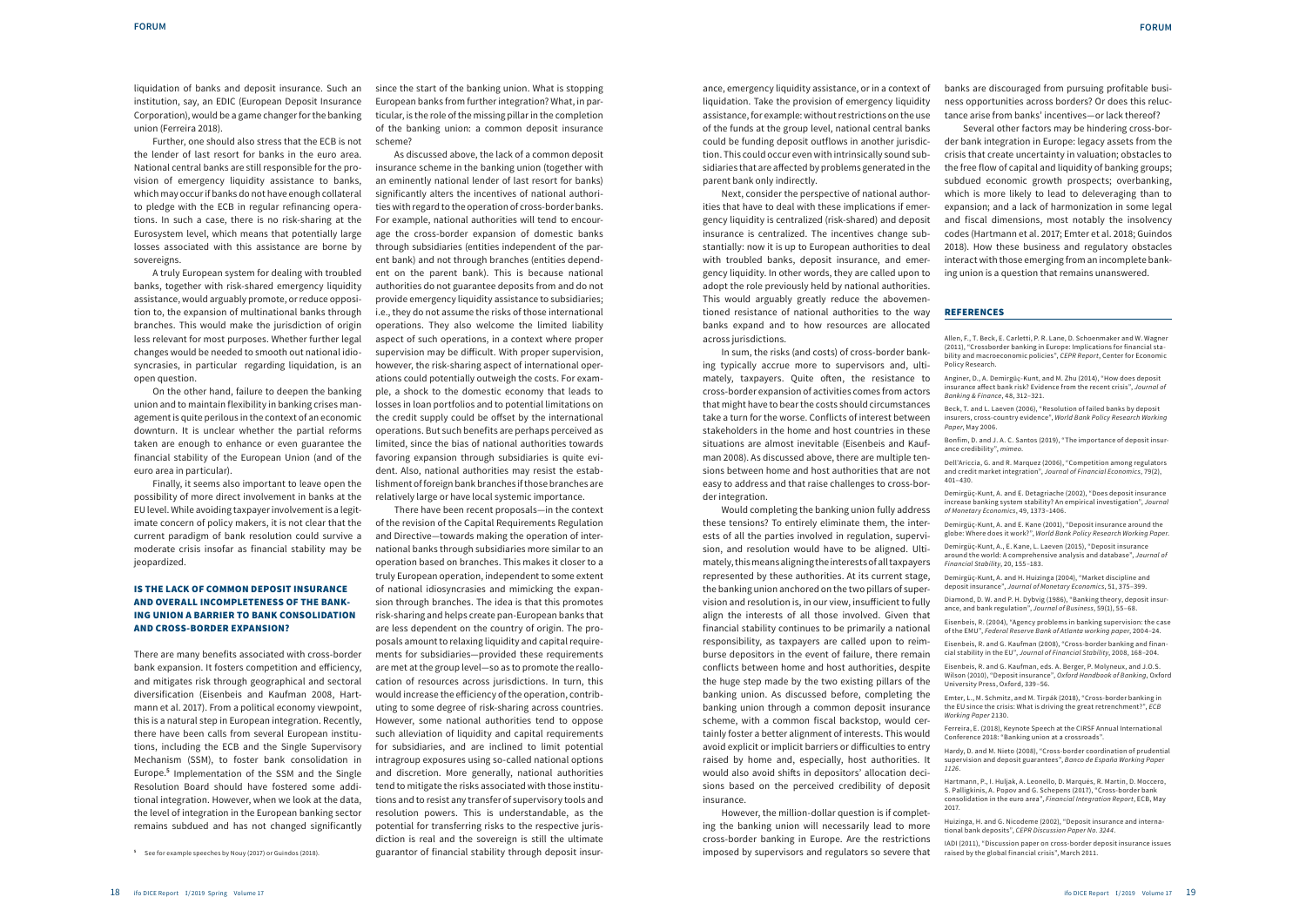liquidation of banks and deposit insurance. Such an institution, say, an EDIC (European Deposit Insurance Corporation), would be a game changer for the banking union (Ferreira 2018).

Further, one should also stress that the ECB is not the lender of last resort for banks in the euro area. National central banks are still responsible for the provision of emergency liquidity assistance to banks, which may occur if banks do not have enough collateral to pledge with the ECB in regular refinancing operations. In such a case, there is no risk-sharing at the Eurosystem level, which means that potentially large losses associated with this assistance are borne by sovereigns.

A truly European system for dealing with troubled banks, together with risk-shared emergency liquidity assistance, would arguably promote, or reduce opposition to, the expansion of multinational banks through branches. This would make the jurisdiction of origin less relevant for most purposes. Whether further legal changes would be needed to smooth out national idiosyncrasies, in particular regarding liquidation, is an open question.

On the other hand, failure to deepen the banking union and to maintain flexibility in banking crises management is quite perilous in the context of an economic downturn. It is unclear whether the partial reforms taken are enough to enhance or even guarantee the financial stability of the European Union (and of the euro area in particular).

Finally, it seems also important to leave open the possibility of more direct involvement in banks at the EU level. While avoiding taxpayer involvement is a legitimate concern of policy makers, it is not clear that the current paradigm of bank resolution could survive a moderate crisis insofar as financial stability may be jeopardized.

## IS THE LACK OF COMMON DEPOSIT INSURANCE AND OVERALL INCOMPLETENESS OF THE BANKING UNION A BARRIER TO BANK CONSOLIDATION AND CROSS-BORDER EXPANSION?

There are many benefits associated with cross-border bank expansion. It fosters competition and efficiency, and mitigates risk through geographical and sectoral diversification (Eisenbeis and Kaufman 2008, Hartmann et al. 2017). From a political economy viewpoint, this is a natural step in European integration. Recently, there have been calls from several European institutions, including the ECB and the Single Supervisory Mechanism (SSM), to foster bank consolidation in Europe.[5] Implementation of the SSM and the Single Resolution Board should have fostered some additional integration. However, when we look at the data, the level of integration in the European banking sector remains subdued and has not changed significantly since the start of the banking union. What is stopping European banks from further integration? What, in particular, is the role of the missing pillar in the completion of the banking union: a common deposit insurance scheme?

[5] See for example speeches by Nouy (2017) or Guindos (2018).

As discussed above, the lack of a common deposit insurance scheme in the banking union (together with an eminently national lender of last resort for banks) significantly alters the incentives of national authorities with regard to the operation of cross-border banks. For example, national authorities will tend to encourage the cross-border expansion of domestic banks through subsidiaries (entities independent of the parent bank) and not through branches (entities dependent on the parent bank). This is because national authorities do not guarantee deposits from and do not provide emergency liquidity assistance to subsidiaries; i.e., they do not assume the risks of those international operations. They also welcome the limited liability aspect of such operations, in a context where proper supervision may be difficult. With proper supervision, however, the risk-sharing aspect of international operations could potentially outweigh the costs. For example, a shock to the domestic economy that leads to losses in loan portfolios and to potential limitations on the credit supply could be offset by the international operations. But such benefits are perhaps perceived as limited, since the bias of national authorities towards favoring expansion through subsidiaries is quite evident. Also, national authorities may resist the establishment of foreign bank branches if those branches are relatively large or have local systemic importance.

There have been recent proposals—in the context of the revision of the Capital Requirements Regulation and Directive—towards making the operation of international banks through subsidiaries more similar to an operation based on branches. This makes it closer to a truly European operation, independent to some extent of national idiosyncrasies and mimicking the expansion through branches. The idea is that this promotes risk-sharing and helps create pan-European banks that are less dependent on the country of origin. The proposals amount to relaxing liquidity and capital requirements for subsidiaries—provided these requirements are met at the group level—so as to promote the reallocation of resources across jurisdictions. In turn, this would increase the efficiency of the operation, contributing to some degree of risk-sharing across countries. However, some national authorities tend to oppose such alleviation of liquidity and capital requirements for subsidiaries, and are inclined to limit potential intragroup exposures using so-called national options and discretion. More generally, national authorities tend to mitigate the risks associated with those institutions and to resist any transfer of supervisory tools and resolution powers. This is understandable, as the potential for transferring risks to the respective jurisdiction is real and the sovereign is still the ultimate guarantor of financial stability through deposit insurance, emergency liquidity assistance, or in a context of liquidation. Take the provision of emergency liquidity assistance, for example: without restrictions on the use of the funds at the group level, national central banks could be funding deposit outflows in another jurisdiction. This could occur even with intrinsically sound subsidiaries that are affected by problems generated in the parent bank only indirectly.

Next, consider the perspective of national authorities that have to deal with these implications if emergency liquidity is centralized (risk-shared) and deposit insurance is centralized. The incentives change substantially: now it is up to European authorities to deal with troubled banks, deposit insurance, and emergency liquidity. In other words, they are called upon to adopt the role previously held by national authorities. This would arguably greatly reduce the abovementioned resistance of national authorities to the way banks expand and to how resources are allocated across jurisdictions.

In sum, the risks (and costs) of cross-border banking typically accrue more to supervisors and, ultimately, taxpayers. Quite often, the resistance to cross-border expansion of activities comes from actors that might have to bear the costs should circumstances take a turn for the worse. Conflicts of interest between stakeholders in the home and host countries in these situations are almost inevitable (Eisenbeis and Kaufman 2008). As discussed above, there are multiple tensions between home and host authorities that are not easy to address and that raise challenges to cross-border integration.

Would completing the banking union fully address these tensions? To entirely eliminate them, the interests of all the parties involved in regulation, supervision, and resolution would have to be aligned. Ultimately, this means aligning the interests of all taxpayers represented by these authorities. At its current stage, the banking union anchored on the two pillars of supervision and resolution is, in our view, insufficient to fully align the interests of all those involved. Given that financial stability continues to be primarily a national responsibility, as taxpayers are called upon to reimburse depositors in the event of failure, there remain conflicts between home and host authorities, despite the huge step made by the two existing pillars of the banking union. As discussed before, completing the banking union through a common deposit insurance scheme, with a common fiscal backstop, would certainly foster a better alignment of interests. This would avoid explicit or implicit barriers or difficulties to entry raised by home and, especially, host authorities. It would also avoid shifts in depositors' allocation decisions based on the perceived credibility of deposit insurance.

However, the million-dollar question is if completing the banking union will necessarily lead to more cross-border banking in Europe. Are the restrictions imposed by supervisors and regulators so severe that banks are discouraged from pursuing profitable business opportunities across borders? Or does this reluctance arise from banks' incentives—or lack thereof?

Several other factors may be hindering cross-border bank integration in Europe: legacy assets from the crisis that create uncertainty in valuation; obstacles to the free flow of capital and liquidity of banking groups; subdued economic growth prospects; overbanking, which is more likely to lead to deleveraging than to expansion; and a lack of harmonization in some legal and fiscal dimensions, most notably the insolvency codes (Hartmann et al. 2017; Emter et al. 2018; Guindos 2018). How these business and regulatory obstacles interact with those emerging from an incomplete banking union is a question that remains unanswered.

## REFERENCES

Allen, F., T. Beck, E. Carletti, P. R. Lane, D. Schoenmaker and W. Wagner (2011), "Crossborder banking in Europe: Implications for financial stability and macroeconomic policies", *CEPR Report*, Center for Economic Policy Research.

Anginer, D., A. Demirgüç-Kunt, and M. Zhu (2014), "How does deposit insurance affect bank risk? Evidence from the recent crisis", *Journal of Banking & Finance*, 48, 312–321.

Beck, T. and L. Laeven (2006), "Resolution of failed banks by deposit insurers, cross-country evidence", *World Bank Policy Research Working Paper*, May 2006.

Bonfim, D. and J. A. C. Santos (2019), "The importance of deposit insurance credibility", *mimeo*.

Dell'Ariccia, G. and R. Marquez (2006), "Competition among regulators and credit market integration", *Journal of Financial Economics*, 79(2), 401–430.

Demirgüç-Kunt, A. and E. Detagriache (2002), "Does deposit insurance increase banking system stability? An empirical investigation", *Journal of Monetary Economics*, 49, 1373–1406.

Demirgüç-Kunt, A. and E. Kane (2001), "Deposit insurance around the globe: Where does it work?", *World Bank Policy Research Working Paper*.

Demirgüç-Kunt, A., E. Kane, L. Laeven (2015), "Deposit insurance around the world: A comprehensive analysis and database", *Journal of Financial Stability*, 20, 155–183.

Demirgüç-Kunt, A. and H. Huizinga (2004), "Market discipline and deposit insurance", *Journal of Monetary Economics*, 51, 375–399.

Diamond, D. W. and P. H. Dybvig (1986), "Banking theory, deposit insurance, and bank regulation", *Journal of Business*, 59(1), 55–68.

Eisenbeis, R. (2004), "Agency problems in banking supervision: the case of the EMU", *Federal Reserve Bank of Atlanta working paper*, 2004-24.

Eisenbeis, R. and G. Kaufman (2008), "Cross-border banking and financial stability in the EU", *Journal of Financial Stability*, 2008, 168–204.

Eisenbeis, R. and G. Kaufman, eds. A. Berger, P. Molyneux, and J.O.S. Wilson (2010), "Deposit insurance", *Oxford Handbook of Banking*, Oxford University Press, Oxford, 339–56.

Emter, L., M. Schmitz, and M. Tirpák (2018), "Cross-border banking in the EU since the crisis: What is driving the great retrenchment?", *ECB Working Paper* 2130.

Ferreira, E. (2018), Keynote Speech at the CIRSF Annual International Conference 2018: "Banking union at a crossroads".

Hardy, D. and M. Nieto (2008), "Cross-border coordination of prudential supervision and deposit guarantees", *Banco de España Working Paper 1126*.

Hartmann, P., I. Huljak, A. Leonello, D. Marquès, R. Martin, D. Moccero, S. Palligkinis, A. Popov and G. Schepens (2017), "Cross-border bank consolidation in the euro area", *Financial Integration Report*, ECB, May 2017.

Huizinga, H. and G. Nicodeme (2002), "Deposit insurance and international bank deposits", *CEPR Discussion Paper No. 3244*.

IADI (2011), "Discussion paper on cross-border deposit insurance issues raised by the global financial crisis", March 2011.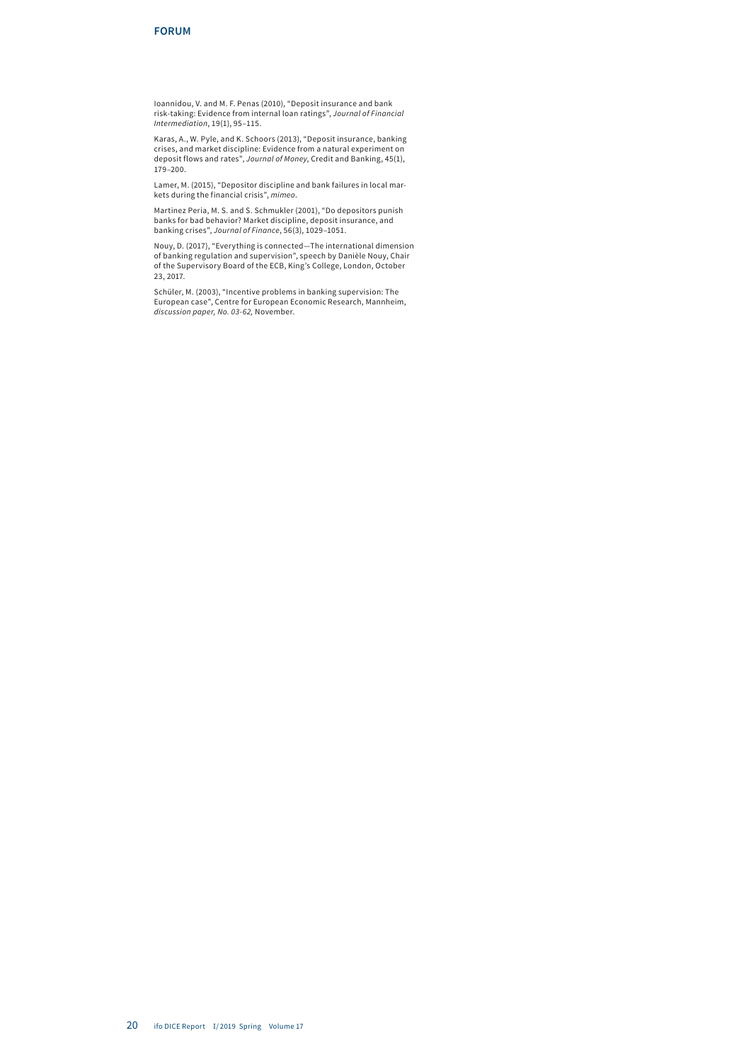Ioannidou, V. and M. F. Penas (2010), "Deposit insurance and bank risk-taking: Evidence from internal loan ratings", *Journal of Financial Intermediation*, 19(1), 95–115.

Karas, A., W. Pyle, and K. Schoors (2013), "Deposit insurance, banking crises, and market discipline: Evidence from a natural experiment on deposit flows and rates", *Journal of Money*, Credit and Banking, 45(1), 179–200.

Lamer, M. (2015), "Depositor discipline and bank failures in local markets during the financial crisis", *mimeo*.

Martinez Peria, M. S. and S. Schmukler (2001), "Do depositors punish banks for bad behavior? Market discipline, deposit insurance, and banking crises", *Journal of Finance*, 56(3), 1029–1051.

Nouy, D. (2017), "Everything is connected—The international dimension of banking regulation and supervision", speech by Danièle Nouy, Chair of the Supervisory Board of the ECB, King's College, London, October 23, 2017.

Schüler, M. (2003), "Incentive problems in banking supervision: The European case", Centre for European Economic Research, Mannheim, *discussion paper, No. 03-62,* November.